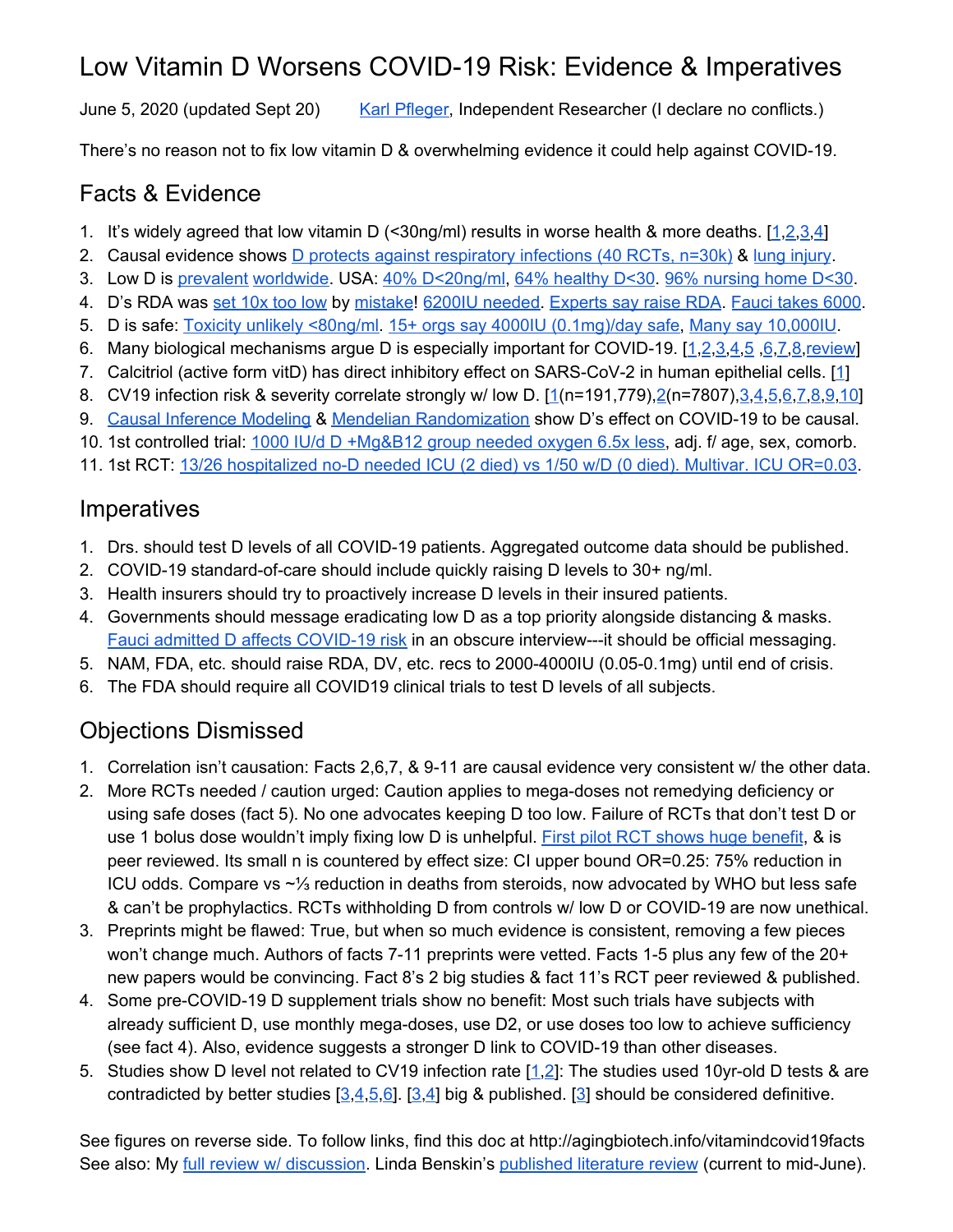# Low Vitamin D Worsens COVID-19 Risk: Evidence & Imperatives

June 5, 2020 (updated Sept 20)  Karl Pfleger, Independent Researcher (I declare no conflicts.)

There's no reason not to fix low vitamin D & overwhelming evidence it could help against COVID-19.

## Facts & Evidence

1. It's widely agreed that low vitamin D (<30ng/ml) results in worse health & more deaths. [1,2,3,4]
2. Causal evidence shows D protects against respiratory infections (40 RCTs, n=30k) & lung injury.
3. Low D is prevalent worldwide. USA: 40% D<20ng/ml, 64% healthy D<30. 96% nursing home D<30.
4. D's RDA was set 10x too low by mistake! 6200IU needed. Experts say raise RDA. Fauci takes 6000.
5. D is safe: Toxicity unlikely <80ng/ml. 15+ orgs say 4000IU (0.1mg)/day safe, Many say 10,000IU.
6. Many biological mechanisms argue D is especially important for COVID-19. [1,2,3,4,5 ,6,7,8,review]
7. Calcitriol (active form vitD) has direct inhibitory effect on SARS-CoV-2 in human epithelial cells. [1]
8. CV19 infection risk & severity correlate strongly w/ low D. [1(n=191,779),2(n=7807),3,4,5,6,7,8,9,10]
9. Causal Inference Modeling & Mendelian Randomization show D's effect on COVID-19 to be causal.
10. 1st controlled trial: 1000 IU/d D +Mg&B12 group needed oxygen 6.5x less, adj. f/ age, sex, comorb.
11. 1st RCT: 13/26 hospitalized no-D needed ICU (2 died) vs 1/50 w/D (0 died). Multivar. ICU OR=0.03.

## Imperatives

1. Drs. should test D levels of all COVID-19 patients. Aggregated outcome data should be published.
2. COVID-19 standard-of-care should include quickly raising D levels to 30+ ng/ml.
3. Health insurers should try to proactively increase D levels in their insured patients.
4. Governments should message eradicating low D as a top priority alongside distancing & masks. Fauci admitted D affects COVID-19 risk in an obscure interview---it should be official messaging.
5. NAM, FDA, etc. should raise RDA, DV, etc. recs to 2000-4000IU (0.05-0.1mg) until end of crisis.
6. The FDA should require all COVID19 clinical trials to test D levels of all subjects.

## Objections Dismissed

1. Correlation isn't causation: Facts 2,6,7, & 9-11 are causal evidence very consistent w/ the other data.
2. More RCTs needed / caution urged: Caution applies to mega-doses not remedying deficiency or using safe doses (fact 5). No one advocates keeping D too low. Failure of RCTs that don't test D or use 1 bolus dose wouldn't imply fixing low D is unhelpful. First pilot RCT shows huge benefit, & is peer reviewed. Its small n is countered by effect size: CI upper bound OR=0.25: 75% reduction in ICU odds. Compare vs ~⅓ reduction in deaths from steroids, now advocated by WHO but less safe & can't be prophylactics. RCTs withholding D from controls w/ low D or COVID-19 are now unethical.
3. Preprints might be flawed: True, but when so much evidence is consistent, removing a few pieces won't change much. Authors of facts 7-11 preprints were vetted. Facts 1-5 plus any few of the 20+ new papers would be convincing. Fact 8's 2 big studies & fact 11's RCT peer reviewed & published.
4. Some pre-COVID-19 D supplement trials show no benefit: Most such trials have subjects with already sufficient D, use monthly mega-doses, use D2, or use doses too low to achieve sufficiency (see fact 4). Also, evidence suggests a stronger D link to COVID-19 than other diseases.
5. Studies show D level not related to CV19 infection rate [1,2]: The studies used 10yr-old D tests & are contradicted by better studies [3,4,5,6]. [3,4] big & published. [3] should be considered definitive.

See figures on reverse side. To follow links, find this doc at http://agingbiotech.info/vitamindcovid19facts
See also: My full review w/ discussion. Linda Benskin's published literature review (current to mid-June).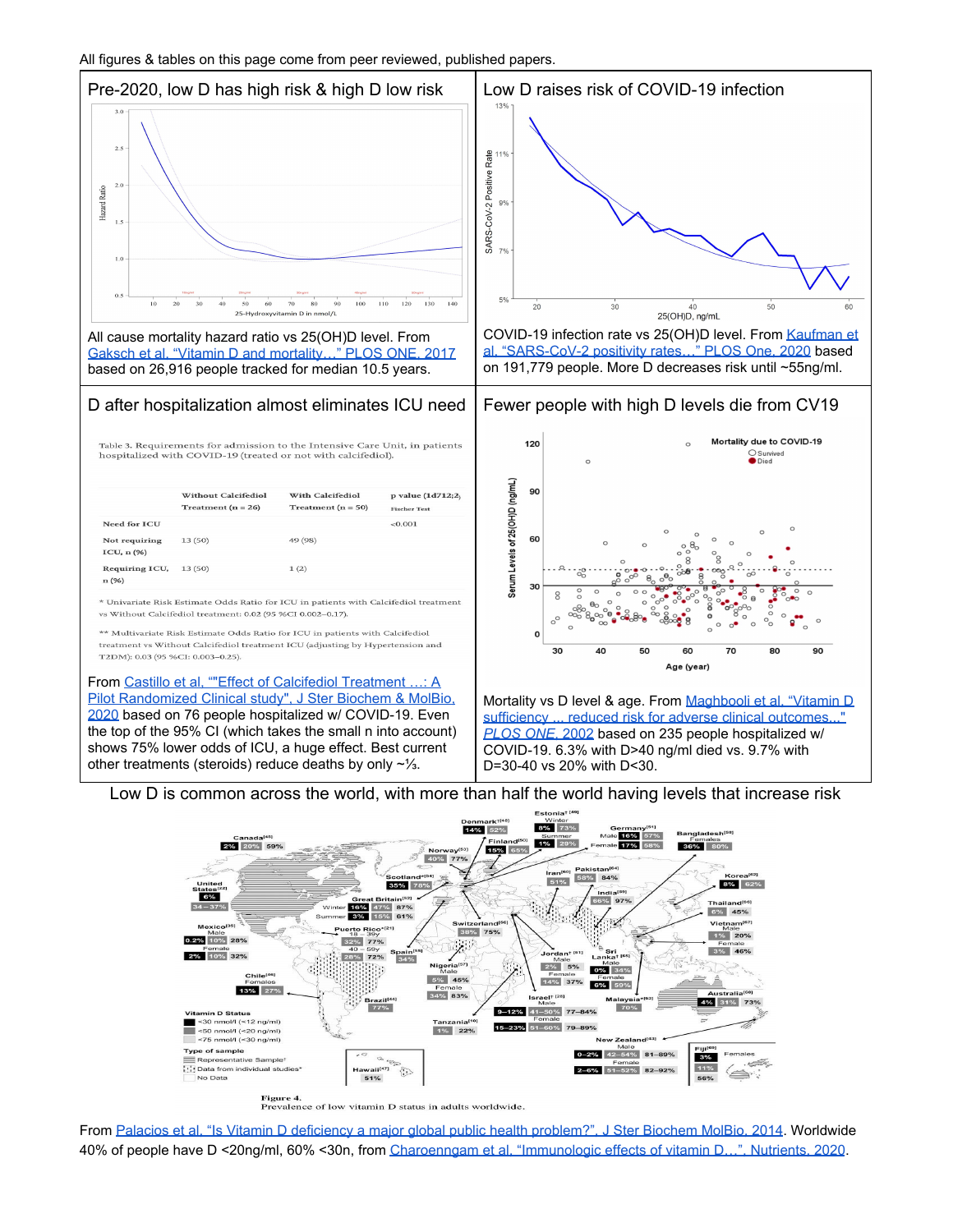All figures & tables on this page come from peer reviewed, published papers.

## Pre-2020, low D has high risk & high D low risk

Hazard Ratio

3.0
2.5
2.0
1.5
1.0
0.5

10 20 30 40 50 60 70 80 90 100 110 120 130 140

25-Hydroxyvitamin D in nmol/L

All cause mortality hazard ratio vs 25(OH)D level. From Gaksch et al. "Vitamin D and mortality..." PLOS ONE, 2017 based on 26,916 people tracked for median 10.5 years.

## Low D raises risk of COVID-19 infection

SARS-CoV-2 Positive Rate

13%
11%
9%
7%
5%

20 30 40 50 60

25(OH)D, ng/mL

COVID-19 infection rate vs 25(OH)D level. From Kaufman et al. "SARS-CoV-2 positivity rates..." PLOS One, 2020 based on 191,779 people. More D decreases risk until ~55ng/ml.

## D after hospitalization almost eliminates ICU need

Table 3. Requirements for admission to the Intensive Care Unit, in patients hospitalized with COVID-19 (treated or not with calcifediol).

| | Without Calcifediol Treatment (n = 26) | With Calcifediol Treatment (n = 50) | p value (1d712;2) Fischer Test |
|---|---|---|---|
| Need for ICU | | | <0.001 |
| Not requiring ICU, n (%) | 13 (50) | 49 (98) | |
| Requiring ICU, n (%) | 13 (50) | 1 (2) | |

\* Univariate Risk Estimate Odds Ratio for ICU in patients with Calcifediol treatment vs Without Calcifediol treatment: 0.02 (95 %CI 0.002–0.17).

\*\* Multivariate Risk Estimate Odds Ratio for ICU in patients with Calcifediol treatment vs Without Calcifediol treatment ICU (adjusting by Hypertension and T2DM): 0.03 (95 %CI: 0.003–0.25).

From Castillo et al, ""Effect of Calcifediol Treatment ...: A Pilot Randomized Clinical study", J Ster Biochem & MolBio, 2020 based on 76 people hospitalized w/ COVID-19. Even the top of the 95% CI (which takes the small n into account) shows 75% lower odds of ICU, a huge effect. Best current other treatments (steroids) reduce deaths by only ~⅓.

## Fewer people with high D levels die from CV19

Mortality due to COVID-19

Survived

Died

Serum Levels of 25(OH)D (ng/mL)

120
90
60
30
0

30 40 50 60 70 80 90

Age (year)

Mortality vs D level & age. From Maghbooli et al. "Vitamin D sufficiency ... reduced risk for adverse clinical outcomes..." PLOS ONE, 2002 based on 235 people hospitalized w/ COVID-19. 6.3% with D>40 ng/ml died vs. 9.7% with D=30-40 vs 20% with D<30.

## Low D is common across the world, with more than half the world having levels that increase risk

Canada[45] 2% 20% 59%
United States[22] 6% 34 – 37%
Mexico[35] Male 0.2% 10% 28% Female 2% 10% 32%
Puerto Rico*[21] 18 – 39y 32% 77% 40 – 59y 28% 72%
Chile[46] Females 13% 27%
Brazil[44] 77%
Hawaii[47] 51%
Denmark†[40] 14% 52%
Norway[51] 40% 77%
Scotland*[34] 35% 78%
Great Britain[52] Winter 16% 47% 87% Summer 3% 15% 61%
Switzerland[56] 38% 75%
Spain[55] 34%
Finland[50] 15% 65%
Estonia†[49] Winter 8% 73% Summer 1% 29%
Germany[51] Male 16% 57% Female 17% 58%
Nigeria[57] Male 5% 45% Female 34% 83%
Tanzania[58] 1% 22%
Jordan†[61] Male 2% 5% Female 14% 37%
Israel†[28] Male 9–12% 77–84% Female 15–23% 51–60% 79–89%
Iran[60] 51%
Pakistan[64] 58% 84%
India[59] 66% 97%
Sri Lanka†[65] Male 0% 34% Female 6% 59%
Bangladesh[58] Females 36% 60%
Korea[62] 8% 62%
Thailand[66] 6% 45%
Vietnam[67] Male 1% 20% Female 3% 46%
Malaysia*[63] 70%
Australia[68] 4% 31% 73%
New Zealand[53] Male 0–2% 42–54% 81–89% Female 2–6% 51–52% 82–92%
Fiji[69] Females 3% 11% 56%

Vitamin D Status
<30 nmol/l (<12 ng/ml)
<50 nmol/l (<20 ng/ml)
<75 nmol/l (<30 ng/ml)

Type of sample
Representative Sample†
Data from individual studies*
No Data

Figure 4.
Prevalence of low vitamin D status in adults worldwide.

From Palacios et al. "Is Vitamin D deficiency a major global public health problem?", J Ster Biochem MolBio, 2014. Worldwide 40% of people have D <20ng/ml, 60% <30n, from Charoenngam et al. "Immunologic effects of vitamin D...", Nutrients, 2020.